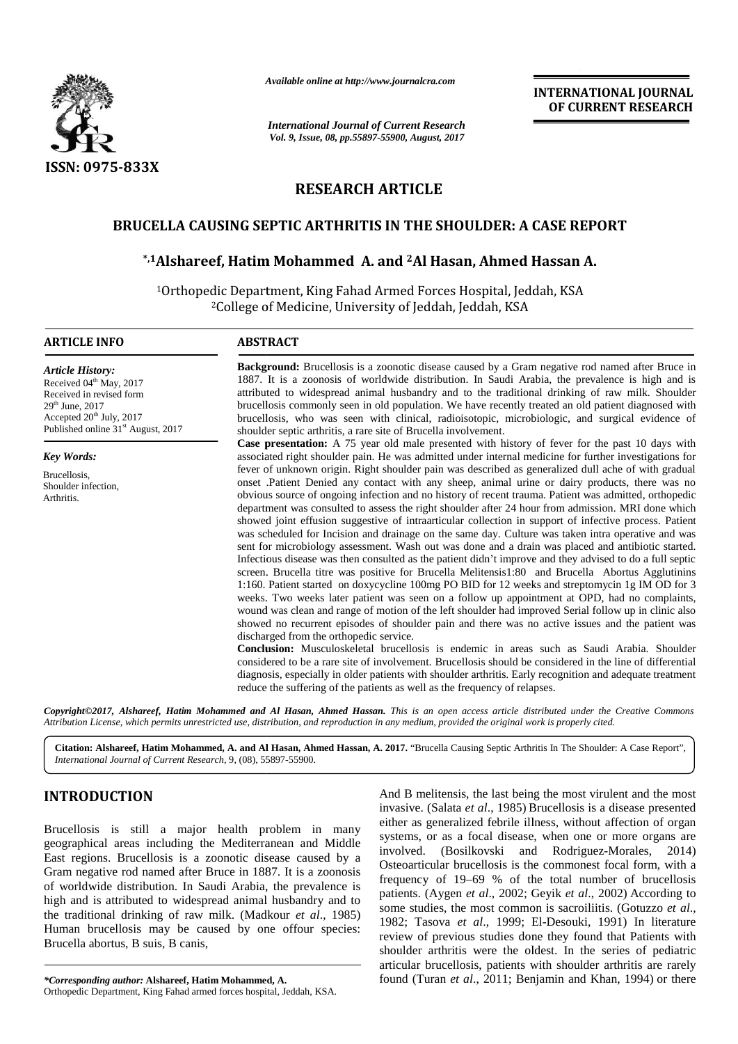# RESEARCH ARTICLE

## BRUCELLA CAUSING SEPTIC ARTHRITIS IN THE SHOULDER: A CASE REPORT

**\*,[1]Alshareef, Hatim Mohammed A. and [2]Al Hasan, Ahmed Hassan A.**

[1]Orthopedic Department, King Fahad Armed Forces Hospital, Jeddah, KSA
[2]College of Medicine, University of Jeddah, Jeddah, KSA

### ARTICLE INFO

*Article History:*
Received 04th May, 2017
Received in revised form 29th June, 2017
Accepted 20th July, 2017
Published online 31st August, 2017

*Key Words:*
Brucellosis,
Shoulder infection,
Arthritis.

### ABSTRACT

**Background:** Brucellosis is a zoonotic disease caused by a Gram negative rod named after Bruce in 1887. It is a zoonosis of worldwide distribution. In Saudi Arabia, the prevalence is high and is attributed to widespread animal husbandry and to the traditional drinking of raw milk. Shoulder brucellosis commonly seen in old population. We have recently treated an old patient diagnosed with brucellosis, who was seen with clinical, radioisotopic, microbiologic, and surgical evidence of shoulder septic arthritis, a rare site of Brucella involvement.

**Case presentation:** A 75 year old male presented with history of fever for the past 10 days with associated right shoulder pain. He was admitted under internal medicine for further investigations for fever of unknown origin. Right shoulder pain was described as generalized dull ache of with gradual onset .Patient Denied any contact with any sheep, animal urine or dairy products, there was no obvious source of ongoing infection and no history of recent trauma. Patient was admitted, orthopedic department was consulted to assess the right shoulder after 24 hour from admission. MRI done which showed joint effusion suggestive of intraarticular collection in support of infective process. Patient was scheduled for Incision and drainage on the same day. Culture was taken intra operative and was sent for microbiology assessment. Wash out was done and a drain was placed and antibiotic started. Infectious disease was then consulted as the patient didn't improve and they advised to do a full septic screen. Brucella titre was positive for Brucella Melitensis1:80 and Brucella Abortus Agglutinins 1:160. Patient started on doxycycline 100mg PO BID for 12 weeks and streptomycin 1g IM OD for 3 weeks. Two weeks later patient was seen on a follow up appointment at OPD, had no complaints, wound was clean and range of motion of the left shoulder had improved Serial follow up in clinic also showed no recurrent episodes of shoulder pain and there was no active issues and the patient was discharged from the orthopedic service.

**Conclusion:** Musculoskeletal brucellosis is endemic in areas such as Saudi Arabia. Shoulder considered to be a rare site of involvement. Brucellosis should be considered in the line of differential diagnosis, especially in older patients with shoulder arthritis. Early recognition and adequate treatment reduce the suffering of the patients as well as the frequency of relapses.

***Copyright©2017, Alshareef, Hatim Mohammed and Al Hasan, Ahmed Hassan.*** *This is an open access article distributed under the Creative Commons Attribution License, which permits unrestricted use, distribution, and reproduction in any medium, provided the original work is properly cited.*

**Citation: Alshareef, Hatim Mohammed, A. and Al Hasan, Ahmed Hassan, A. 2017.** "Brucella Causing Septic Arthritis In The Shoulder: A Case Report", *International Journal of Current Research*, 9, (08), 55897-55900.

## INTRODUCTION

Brucellosis is still a major health problem in many geographical areas including the Mediterranean and Middle East regions. Brucellosis is a zoonotic disease caused by a Gram negative rod named after Bruce in 1887. It is a zoonosis of worldwide distribution. In Saudi Arabia, the prevalence is high and is attributed to widespread animal husbandry and to the traditional drinking of raw milk. (Madkour *et al*., 1985) Human brucellosis may be caused by one offour species: Brucella abortus, B suis, B canis, And B melitensis, the last being the most virulent and the most invasive. (Salata *et al*., 1985) Brucellosis is a disease presented either as generalized febrile illness, without affection of organ systems, or as a focal disease, when one or more organs are involved. (Bosilkovski and Rodriguez-Morales, 2014) Osteoarticular brucellosis is the commonest focal form, with a frequency of 19–69 % of the total number of brucellosis patients. (Aygen *et al*., 2002; Geyik *et al*., 2002) According to some studies, the most common is sacroiliitis. (Gotuzzo *et al*., 1982; Tasova *et al*., 1999; El-Desouki, 1991) In literature review of previous studies done they found that Patients with shoulder arthritis were the oldest. In the series of pediatric articular brucellosis, patients with shoulder arthritis are rarely found (Turan *et al*., 2011; Benjamin and Khan, 1994) or there

*\*Corresponding author:* **Alshareef, Hatim Mohammed, A.**
Orthopedic Department, King Fahad armed forces hospital, Jeddah, KSA.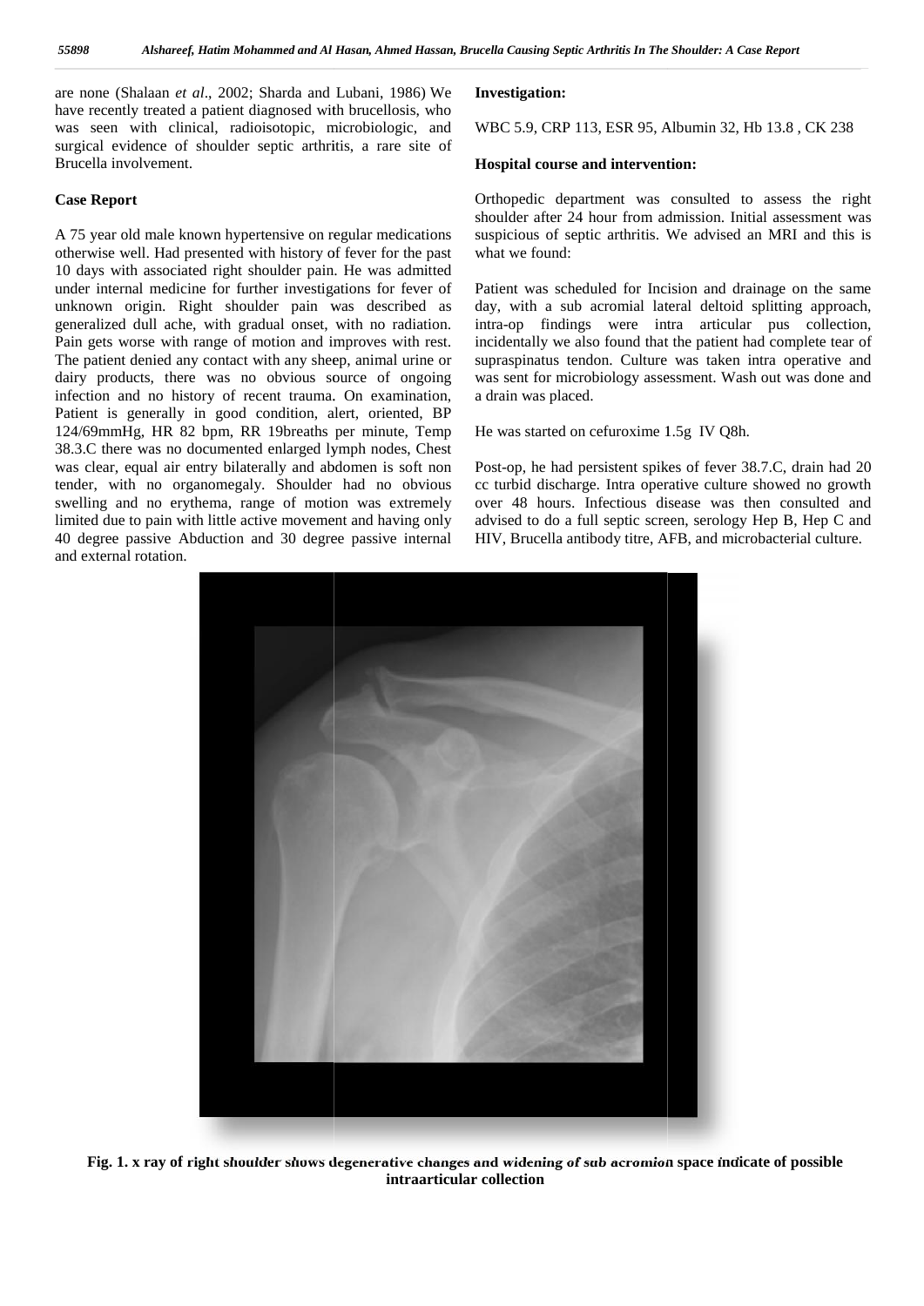are none (Shalaan *et al*., 2002; Sharda and Lubani, 1986) We have recently treated a patient diagnosed with brucellosis, who was seen with clinical, radioisotopic, microbiologic, and surgical evidence of shoulder septic arthritis, a rare site of Brucella involvement.

## Case Report

A 75 year old male known hypertensive on regular medications otherwise well. Had presented with history of fever for the past 10 days with associated right shoulder pain. He was admitted under internal medicine for further investigations for fever of unknown origin. Right shoulder pain was described as generalized dull ache, with gradual onset, with no radiation. Pain gets worse with range of motion and improves with rest. The patient denied any contact with any sheep, animal urine or dairy products, there was no obvious source of ongoing infection and no history of recent trauma. On examination, Patient is generally in good condition, alert, oriented, BP 124/69mmHg, HR 82 bpm, RR 19breaths per minute, Temp 38.3.C there was no documented enlarged lymph nodes, Chest was clear, equal air entry bilaterally and abdomen is soft non tender, with no organomegaly. Shoulder had no obvious swelling and no erythema, range of motion was extremely limited due to pain with little active movement and having only 40 degree passive Abduction and 30 degree passive internal and external rotation.

**Investigation:**

WBC 5.9, CRP 113, ESR 95, Albumin 32, Hb 13.8 , CK 238

**Hospital course and intervention:**

Orthopedic department was consulted to assess the right shoulder after 24 hour from admission. Initial assessment was suspicious of septic arthritis. We advised an MRI and this is what we found:

Patient was scheduled for Incision and drainage on the same day, with a sub acromial lateral deltoid splitting approach, intra-op findings were intra articular pus collection, incidentally we also found that the patient had complete tear of supraspinatus tendon. Culture was taken intra operative and was sent for microbiology assessment. Wash out was done and a drain was placed.

He was started on cefuroxime 1.5g IV Q8h.

Post-op, he had persistent spikes of fever 38.7.C, drain had 20 cc turbid discharge. Intra operative culture showed no growth over 48 hours. Infectious disease was then consulted and advised to do a full septic screen, serology Hep B, Hep C and HIV, Brucella antibody titre, AFB, and microbacterial culture.

**Fig. 1. x ray of right shoulder shows degenerative changes and widening of sub acromion space indicate of possible intraarticular collection**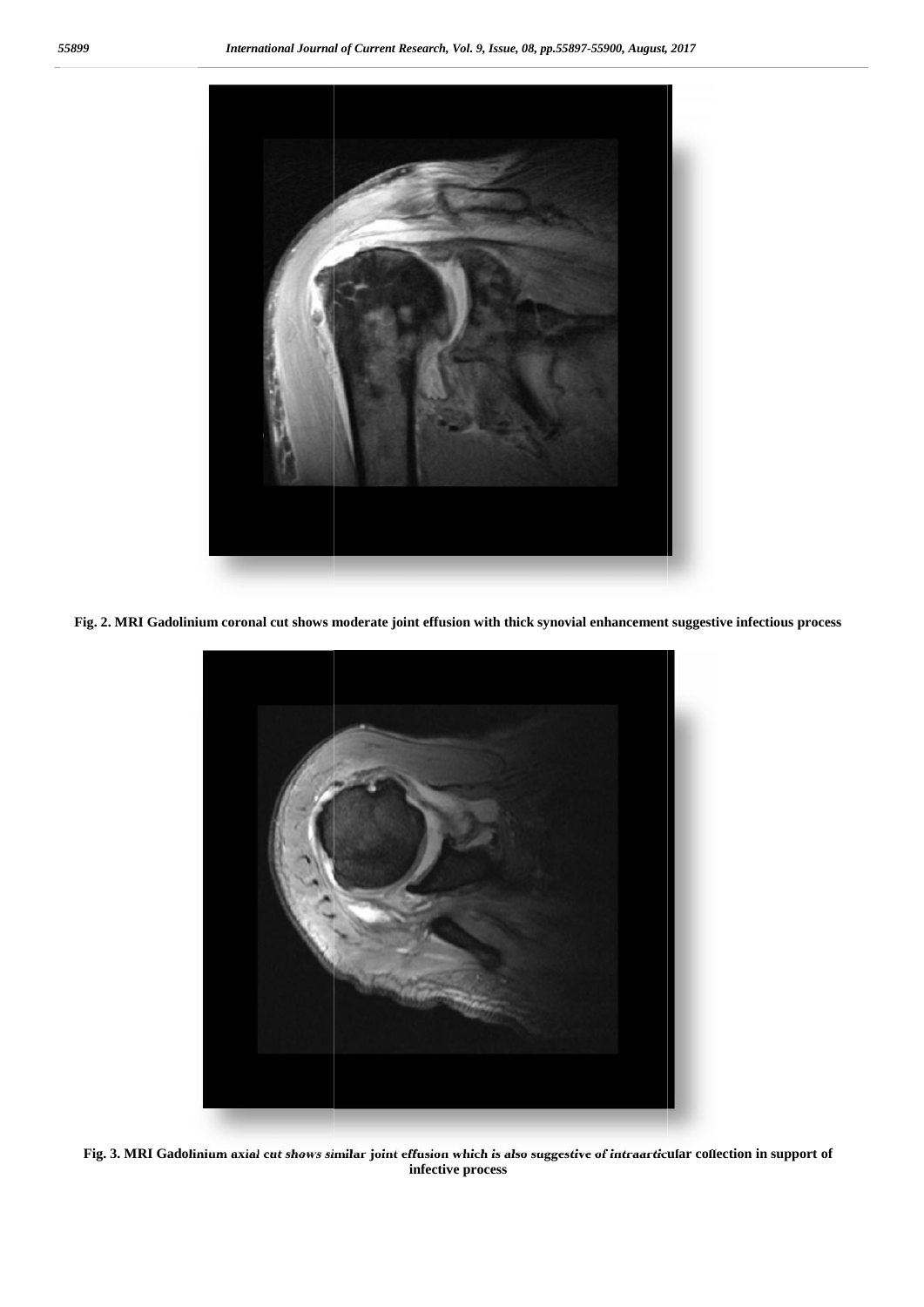Fig. 2. MRI Gadolinium coronal cut shows moderate joint effusion with thick synovial enhancement suggestive infectious process

Fig. 3. MRI Gadolinium axial cut shows similar joint effusion which is also suggestive of intraarticular collection in support of infective process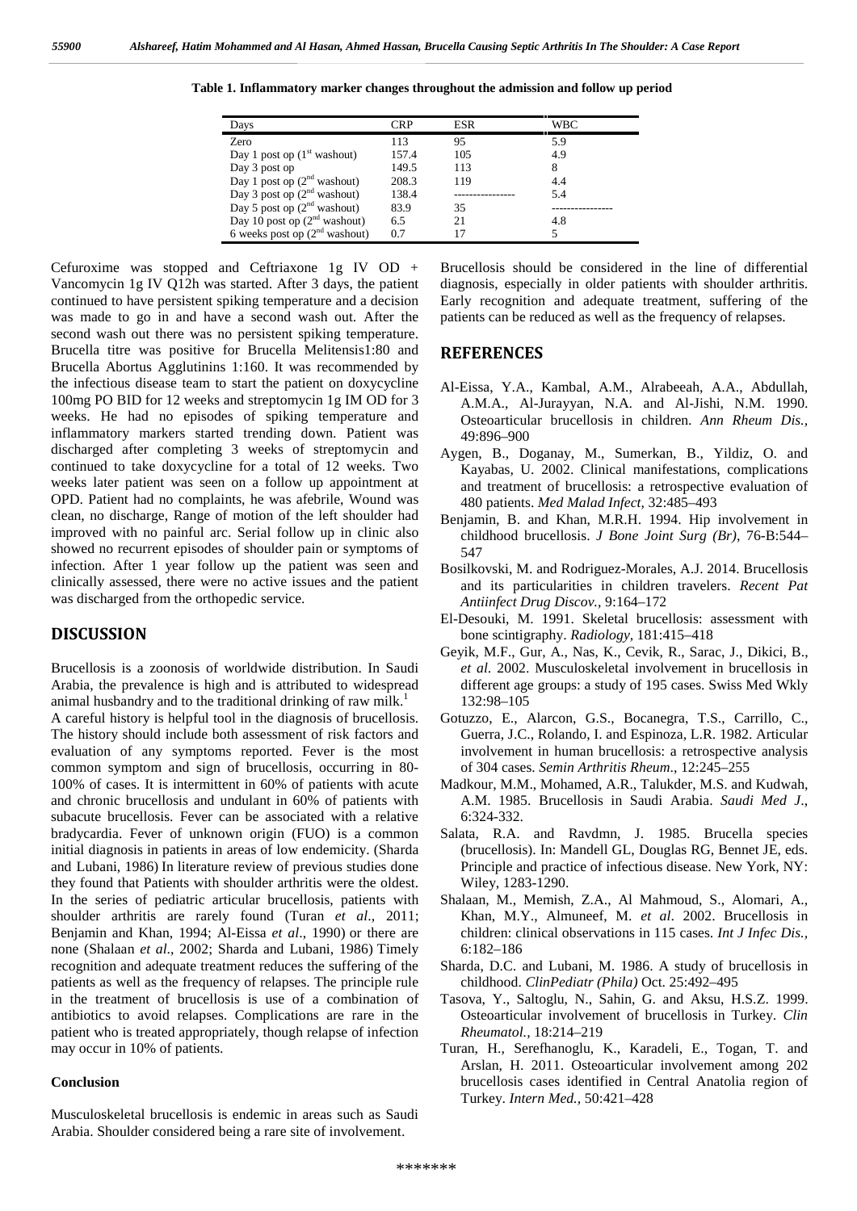**Table 1. Inflammatory marker changes throughout the admission and follow up period**

| Days | CRP | ESR | WBC |
|---|---|---|---|
| Zero | 113 | 95 | 5.9 |
| Day 1 post op (1[st] washout) | 157.4 | 105 | 4.9 |
| Day 3 post op | 149.5 | 113 | 8 |
| Day 1 post op (2[nd] washout) | 208.3 | 119 | 4.4 |
| Day 3 post op (2[nd] washout) | 138.4 | ---------------- | 5.4 |
| Day 5 post op (2[nd] washout) | 83.9 | 35 | ---------------- |
| Day 10 post op (2[nd] washout) | 6.5 | 21 | 4.8 |
| 6 weeks post op (2[nd] washout) | 0.7 | 17 | 5 |

Cefuroxime was stopped and Ceftriaxone 1g IV OD + Vancomycin 1g IV Q12h was started. After 3 days, the patient continued to have persistent spiking temperature and a decision was made to go in and have a second wash out. After the second wash out there was no persistent spiking temperature. Brucella titre was positive for Brucella Melitensis1:80 and Brucella Abortus Agglutinins 1:160. It was recommended by the infectious disease team to start the patient on doxycycline 100mg PO BID for 12 weeks and streptomycin 1g IM OD for 3 weeks. He had no episodes of spiking temperature and inflammatory markers started trending down. Patient was discharged after completing 3 weeks of streptomycin and continued to take doxycycline for a total of 12 weeks. Two weeks later patient was seen on a follow up appointment at OPD. Patient had no complaints, he was afebrile, Wound was clean, no discharge, Range of motion of the left shoulder had improved with no painful arc. Serial follow up in clinic also showed no recurrent episodes of shoulder pain or symptoms of infection. After 1 year follow up the patient was seen and clinically assessed, there were no active issues and the patient was discharged from the orthopedic service.

## DISCUSSION

Brucellosis is a zoonosis of worldwide distribution. In Saudi Arabia, the prevalence is high and is attributed to widespread animal husbandry and to the traditional drinking of raw milk.[1]

A careful history is helpful tool in the diagnosis of brucellosis. The history should include both assessment of risk factors and evaluation of any symptoms reported. Fever is the most common symptom and sign of brucellosis, occurring in 80-100% of cases. It is intermittent in 60% of patients with acute and chronic brucellosis and undulant in 60% of patients with subacute brucellosis. Fever can be associated with a relative bradycardia. Fever of unknown origin (FUO) is a common initial diagnosis in patients in areas of low endemicity. (Sharda and Lubani, 1986) In literature review of previous studies done they found that Patients with shoulder arthritis were the oldest. In the series of pediatric articular brucellosis, patients with shoulder arthritis are rarely found (Turan *et al*., 2011; Benjamin and Khan, 1994; Al-Eissa *et al*., 1990) or there are none (Shalaan *et al*., 2002; Sharda and Lubani, 1986) Timely recognition and adequate treatment reduces the suffering of the patients as well as the frequency of relapses. The principle rule in the treatment of brucellosis is use of a combination of antibiotics to avoid relapses. Complications are rare in the patient who is treated appropriately, though relapse of infection may occur in 10% of patients.

### Conclusion

Musculoskeletal brucellosis is endemic in areas such as Saudi Arabia. Shoulder considered being a rare site of involvement. Brucellosis should be considered in the line of differential diagnosis, especially in older patients with shoulder arthritis. Early recognition and adequate treatment, suffering of the patients can be reduced as well as the frequency of relapses.

## REFERENCES

- Al-Eissa, Y.A., Kambal, A.M., Alrabeeah, A.A., Abdullah, A.M.A., Al-Jurayyan, N.A. and Al-Jishi, N.M. 1990. Osteoarticular brucellosis in children. *Ann Rheum Dis.,* 49:896–900
- Aygen, B., Doganay, M., Sumerkan, B., Yildiz, O. and Kayabas, U. 2002. Clinical manifestations, complications and treatment of brucellosis: a retrospective evaluation of 480 patients. *Med Malad Infect,* 32:485–493
- Benjamin, B. and Khan, M.R.H. 1994. Hip involvement in childhood brucellosis. *J Bone Joint Surg (Br)*, 76-B:544–547
- Bosilkovski, M. and Rodriguez-Morales, A.J. 2014. Brucellosis and its particularities in children travelers. *Recent Pat Antiinfect Drug Discov.,* 9:164–172
- El-Desouki, M. 1991. Skeletal brucellosis: assessment with bone scintigraphy. *Radiology*, 181:415–418
- Geyik, M.F., Gur, A., Nas, K., Cevik, R., Sarac, J., Dikici, B., *et al*. 2002. Musculoskeletal involvement in brucellosis in different age groups: a study of 195 cases. Swiss Med Wkly 132:98–105
- Gotuzzo, E., Alarcon, G.S., Bocanegra, T.S., Carrillo, C., Guerra, J.C., Rolando, I. and Espinoza, L.R. 1982. Articular involvement in human brucellosis: a retrospective analysis of 304 cases. *Semin Arthritis Rheum*., 12:245–255
- Madkour, M.M., Mohamed, A.R., Talukder, M.S. and Kudwah, A.M. 1985. Brucellosis in Saudi Arabia. *Saudi Med J*., 6:324-332.
- Salata, R.A. and Ravdmn, J. 1985. Brucella species (brucellosis). In: Mandell GL, Douglas RG, Bennet JE, eds. Principle and practice of infectious disease. New York, NY: Wiley, 1283-1290.
- Shalaan, M., Memish, Z.A., Al Mahmoud, S., Alomari, A., Khan, M.Y., Almuneef, M. *et al*. 2002. Brucellosis in children: clinical observations in 115 cases. *Int J Infec Dis.,* 6:182–186
- Sharda, D.C. and Lubani, M. 1986. A study of brucellosis in childhood. *ClinPediatr (Phila)* Oct. 25:492–495
- Tasova, Y., Saltoglu, N., Sahin, G. and Aksu, H.S.Z. 1999. Osteoarticular involvement of brucellosis in Turkey. *Clin Rheumatol.,* 18:214–219
- Turan, H., Serefhanoglu, K., Karadeli, E., Togan, T. and Arslan, H. 2011. Osteoarticular involvement among 202 brucellosis cases identified in Central Anatolia region of Turkey. *Intern Med.,* 50:421–428

*******